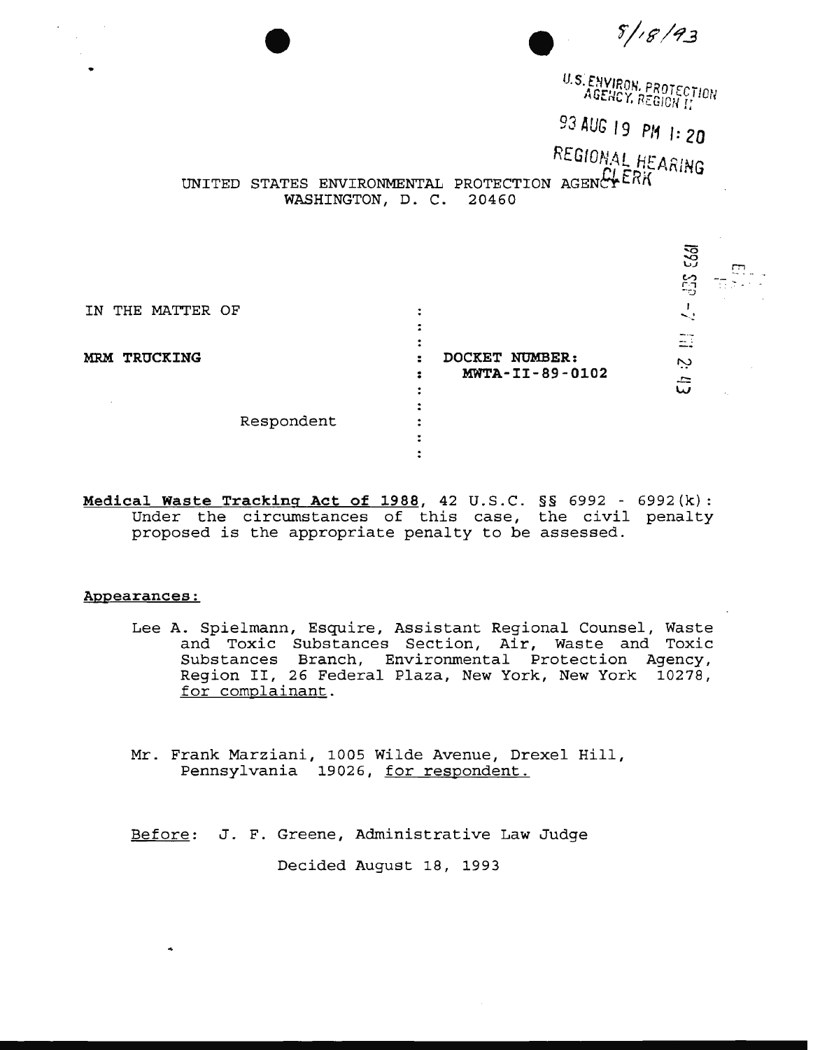8/18/93

U.S. ENVIRON. PROTECTION AGENCY, REGION II

93 AUG 19 PM 1:20

REGIONAL HEARING CLERK

UNITED STATES ENVIRONMENTAL PROTECTION AGENCY
WASHINGTON, D. C. 20460

1993 SEP -7 AM 11:43

IN THE MATTER OF

**MRM TRUCKING** : **DOCKET NUMBER: MWTA-II-89-0102**

Respondent

**Medical Waste Tracking Act of 1988**, 42 U.S.C. §§ 6992 - 6992(k): Under the circumstances of this case, the civil penalty proposed is the appropriate penalty to be assessed.

**Appearances:**

Lee A. Spielmann, Esquire, Assistant Regional Counsel, Waste and Toxic Substances Section, Air, Waste and Toxic Substances Branch, Environmental Protection Agency, Region II, 26 Federal Plaza, New York, New York 10278, for complainant.

Mr. Frank Marziani, 1005 Wilde Avenue, Drexel Hill, Pennsylvania 19026, for respondent.

Before: J. F. Greene, Administrative Law Judge

Decided August 18, 1993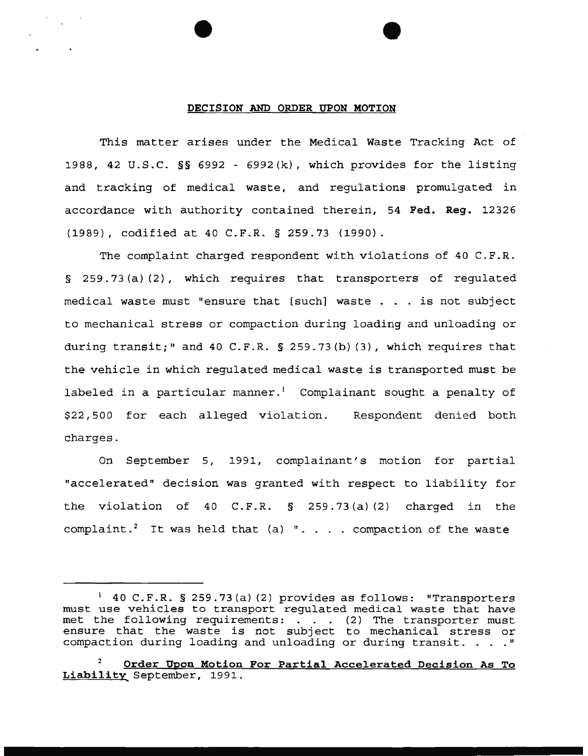## DECISION AND ORDER UPON MOTION

This matter arises under the Medical Waste Tracking Act of 1988, 42 U.S.C. §§ 6992 - 6992(k), which provides for the listing and tracking of medical waste, and regulations promulgated in accordance with authority contained therein, 54 **Fed. Reg.** 12326 (1989), codified at 40 C.F.R. § 259.73 (1990).

The complaint charged respondent with violations of 40 C.F.R. § 259.73(a)(2), which requires that transporters of regulated medical waste must "ensure that [such] waste . . . is not subject to mechanical stress or compaction during loading and unloading or during transit;" and 40 C.F.R. § 259.73(b)(3), which requires that the vehicle in which regulated medical waste is transported must be labeled in a particular manner.[1] Complainant sought a penalty of $22,500 for each alleged violation. Respondent denied both charges.

On September 5, 1991, complainant's motion for partial "accelerated" decision was granted with respect to liability for the violation of 40 C.F.R. § 259.73(a)(2) charged in the complaint.[2] It was held that (a) ". . . . compaction of the waste

---

[1] 40 C.F.R. § 259.73(a)(2) provides as follows: "Transporters must use vehicles to transport regulated medical waste that have met the following requirements: . . . (2) The transporter must ensure that the waste is not subject to mechanical stress or compaction during loading and unloading or during transit. . . ."

[2] Order Upon Motion For Partial Accelerated Decision As To Liability September, 1991.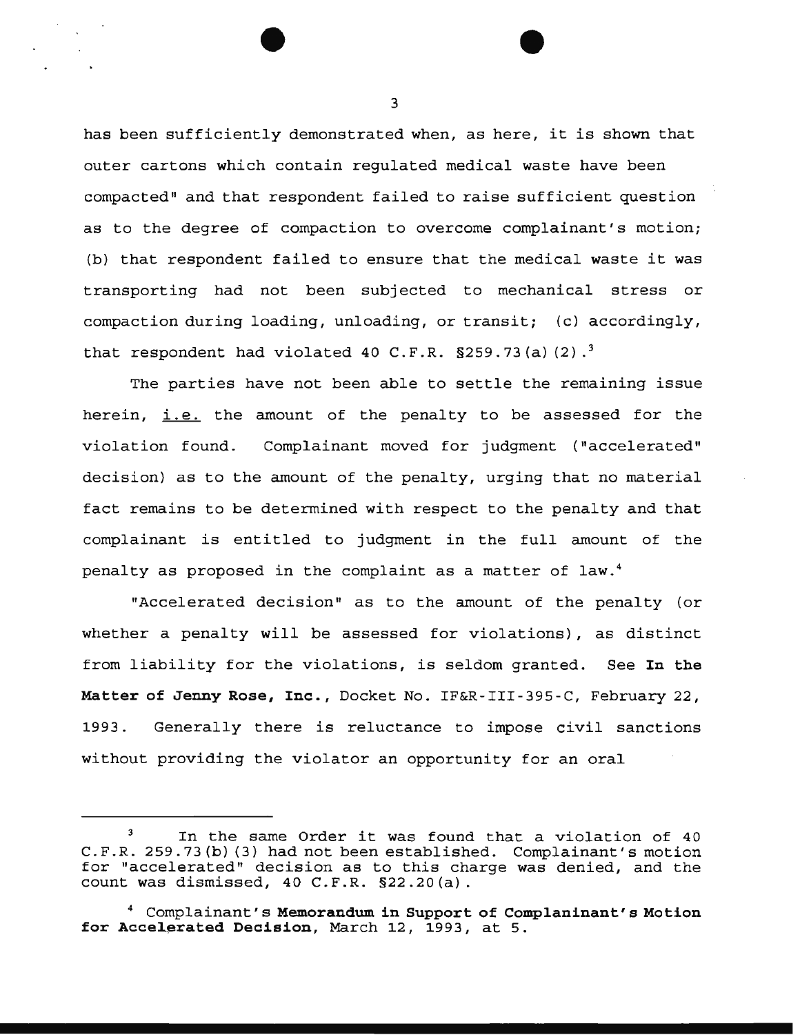has been sufficiently demonstrated when, as here, it is shown that outer cartons which contain regulated medical waste have been compacted" and that respondent failed to raise sufficient question as to the degree of compaction to overcome complainant's motion; (b) that respondent failed to ensure that the medical waste it was transporting had not been subjected to mechanical stress or compaction during loading, unloading, or transit; (c) accordingly, that respondent had violated 40 C.F.R. §259.73(a)(2).[3]

The parties have not been able to settle the remaining issue herein, i.e. the amount of the penalty to be assessed for the violation found. Complainant moved for judgment ("accelerated" decision) as to the amount of the penalty, urging that no material fact remains to be determined with respect to the penalty and that complainant is entitled to judgment in the full amount of the penalty as proposed in the complaint as a matter of law.[4]

"Accelerated decision" as to the amount of the penalty (or whether a penalty will be assessed for violations), as distinct from liability for the violations, is seldom granted. See **In the Matter of Jenny Rose, Inc.**, Docket No. IF&R-III-395-C, February 22, 1993. Generally there is reluctance to impose civil sanctions without providing the violator an opportunity for an oral

---

[3] In the same Order it was found that a violation of 40 C.F.R. 259.73(b)(3) had not been established. Complainant's motion for "accelerated" decision as to this charge was denied, and the count was dismissed, 40 C.F.R. §22.20(a).

[4] Complainant's **Memorandum in Support of Complaninant's Motion for Accelerated Decision**, March 12, 1993, at 5.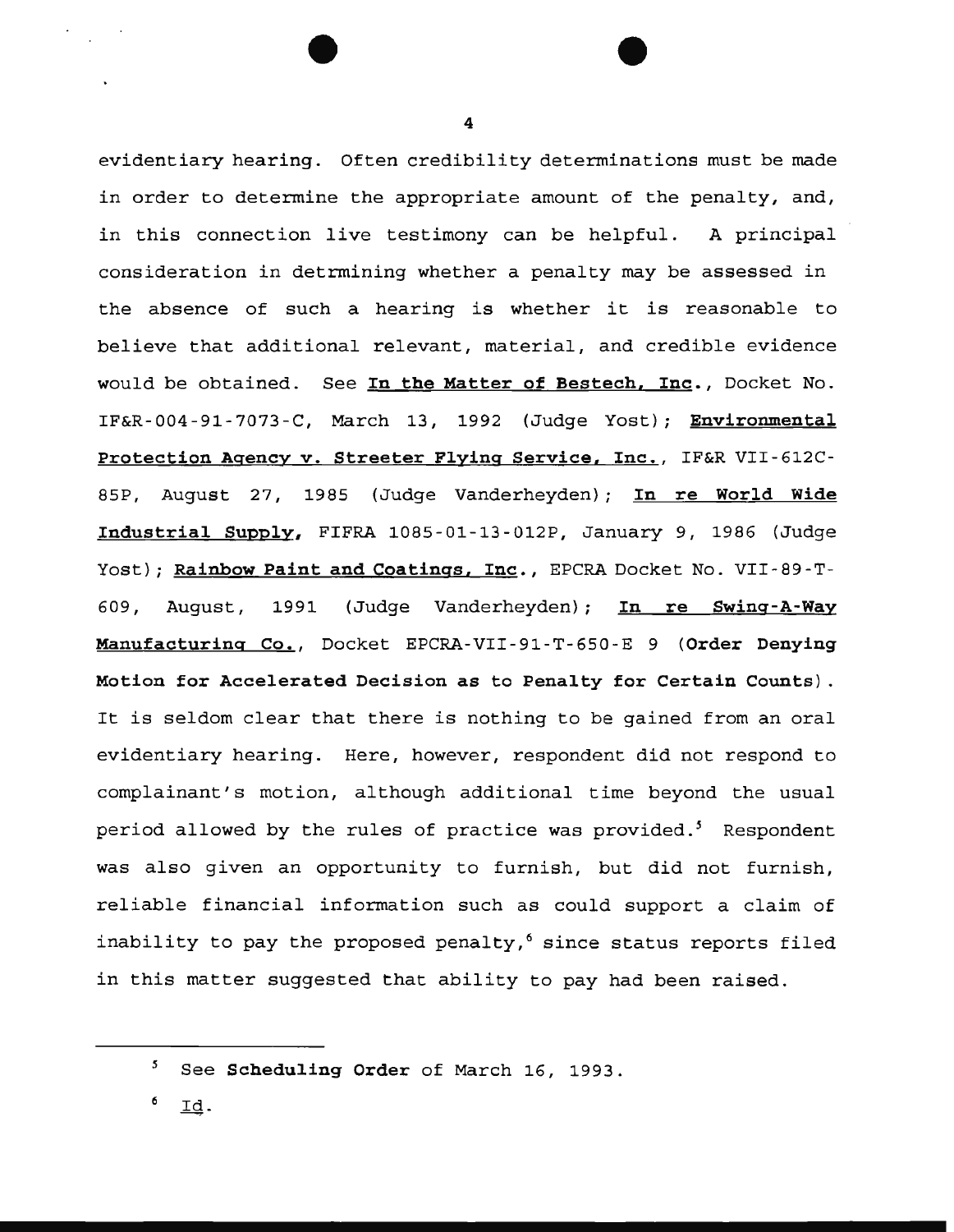evidentiary hearing. Often credibility determinations must be made in order to determine the appropriate amount of the penalty, and, in this connection live testimony can be helpful. A principal consideration in detrmining whether a penalty may be assessed in the absence of such a hearing is whether it is reasonable to believe that additional relevant, material, and credible evidence would be obtained. See **In the Matter of Bestech, Inc.**, Docket No. IF&R-004-91-7073-C, March 13, 1992 (Judge Yost); **Environmental Protection Agency v. Streeter Flying Service, Inc.**, IF&R VII-612C-85P, August 27, 1985 (Judge Vanderheyden); **In re World Wide Industrial Supply,** FIFRA 1085-01-13-012P, January 9, 1986 (Judge Yost); **Rainbow Paint and Coatings, Inc.**, EPCRA Docket No. VII-89-T-609, August, 1991 (Judge Vanderheyden); **In re Swing-A-Way Manufacturing Co.**, Docket EPCRA-VII-91-T-650-E 9 (**Order Denying Motion for Accelerated Decision as to Penalty for Certain Counts**). It is seldom clear that there is nothing to be gained from an oral evidentiary hearing. Here, however, respondent did not respond to complainant's motion, although additional time beyond the usual period allowed by the rules of practice was provided.[5] Respondent was also given an opportunity to furnish, but did not furnish, reliable financial information such as could support a claim of inability to pay the proposed penalty,[6] since status reports filed in this matter suggested that ability to pay had been raised.

---

[5] See **Scheduling Order** of March 16, 1993.

[6] Id.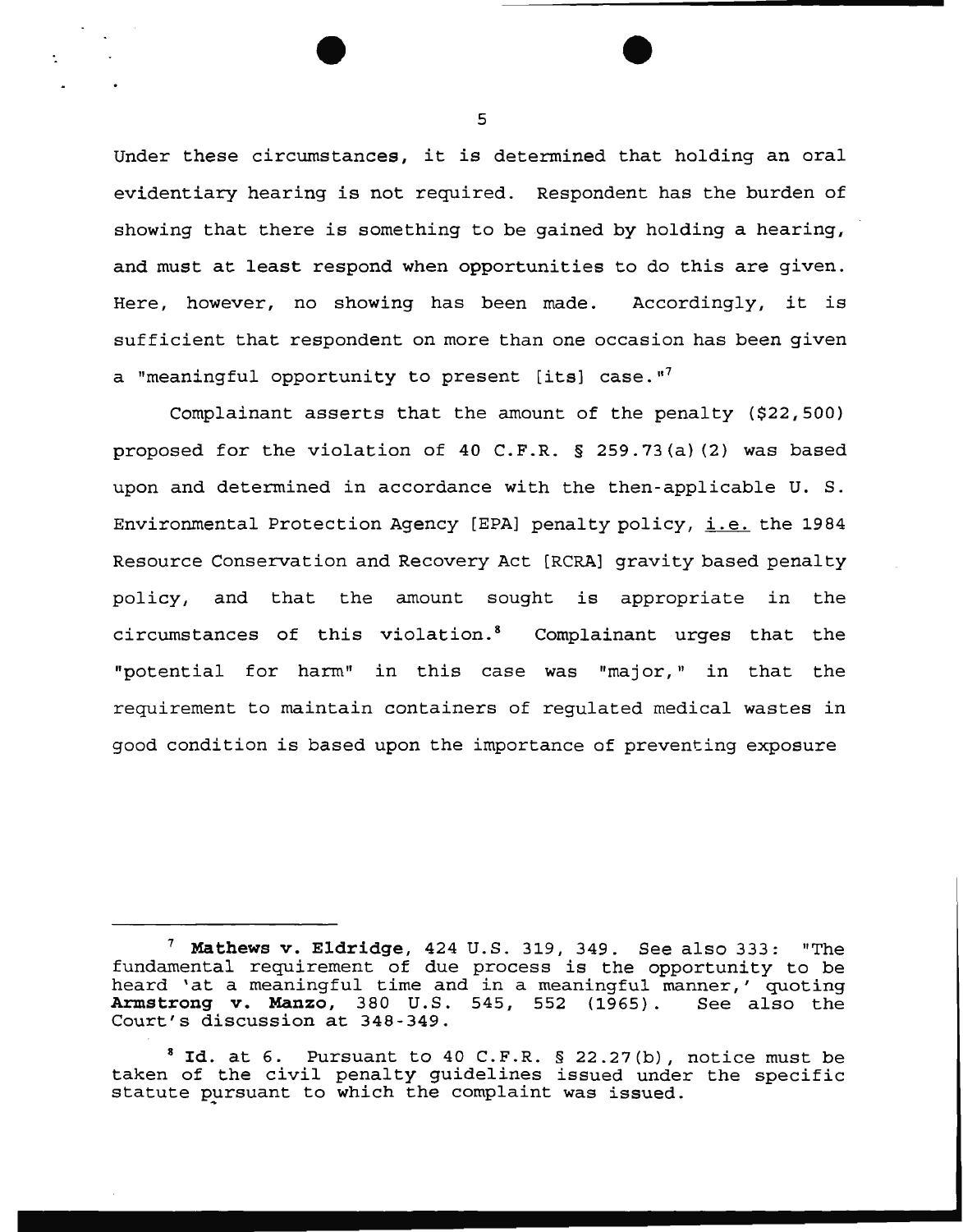Under these circumstances, it is determined that holding an oral evidentiary hearing is not required. Respondent has the burden of showing that there is something to be gained by holding a hearing, and must at least respond when opportunities to do this are given. Here, however, no showing has been made. Accordingly, it is sufficient that respondent on more than one occasion has been given a "meaningful opportunity to present [its] case."[7]

Complainant asserts that the amount of the penalty ($22,500) proposed for the violation of 40 C.F.R. § 259.73(a)(2) was based upon and determined in accordance with the then-applicable U. S. Environmental Protection Agency [EPA] penalty policy, i.e. the 1984 Resource Conservation and Recovery Act [RCRA] gravity based penalty policy, and that the amount sought is appropriate in the circumstances of this violation.[8] Complainant urges that the "potential for harm" in this case was "major," in that the requirement to maintain containers of regulated medical wastes in good condition is based upon the importance of preventing exposure

---

[7] **Mathews v. Eldridge**, 424 U.S. 319, 349. See also 333: "The fundamental requirement of due process is the opportunity to be heard 'at a meaningful time and in a meaningful manner,' quoting **Armstrong v. Manzo**, 380 U.S. 545, 552 (1965). See also the Court's discussion at 348-349.

[8] **Id.** at 6. Pursuant to 40 C.F.R. § 22.27(b), notice must be taken of the civil penalty guidelines issued under the specific statute pursuant to which the complaint was issued.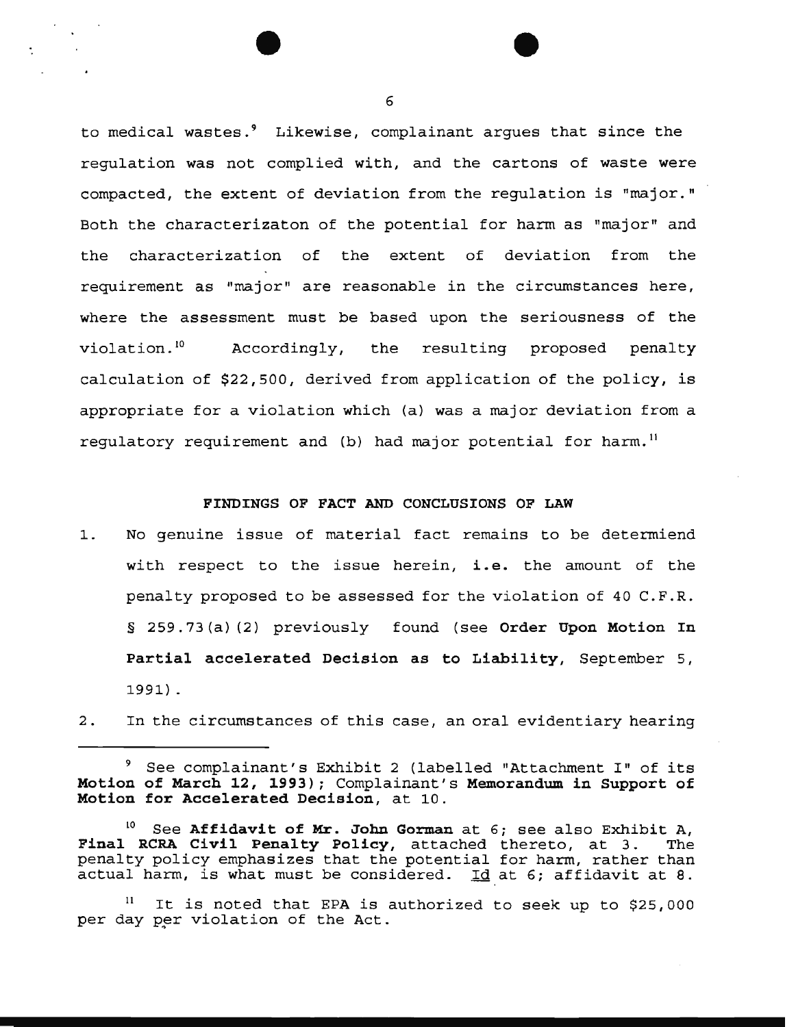to medical wastes.[9] Likewise, complainant argues that since the regulation was not complied with, and the cartons of waste were compacted, the extent of deviation from the regulation is "major." Both the characterizaton of the potential for harm as "major" and the characterization of the extent of deviation from the requirement as "major" are reasonable in the circumstances here, where the assessment must be based upon the seriousness of the violation.[10] Accordingly, the resulting proposed penalty calculation of $22,500, derived from application of the policy, is appropriate for a violation which (a) was a major deviation from a regulatory requirement and (b) had major potential for harm.[11]

## FINDINGS OF FACT AND CONCLUSIONS OF LAW

1. No genuine issue of material fact remains to be determiend with respect to the issue herein, **i.e.** the amount of the penalty proposed to be assessed for the violation of 40 C.F.R. § 259.73(a)(2) previously found (see **Order Upon Motion In Partial accelerated Decision as to Liability**, September 5, 1991).

2. In the circumstances of this case, an oral evidentiary hearing

---

[9] See complainant's Exhibit 2 (labelled "Attachment I" of its **Motion of March 12, 1993**); Complainant's **Memorandum in Support of Motion for Accelerated Decision**, at 10.

[10] See **Affidavit of Mr. John Gorman** at 6; see also Exhibit A, **Final RCRA Civil Penalty Policy**, attached thereto, at 3. The penalty policy emphasizes that the potential for harm, rather than actual harm, is what must be considered. Id at 6; affidavit at 8.

[11] It is noted that EPA is authorized to seek up to $25,000 per day per violation of the Act.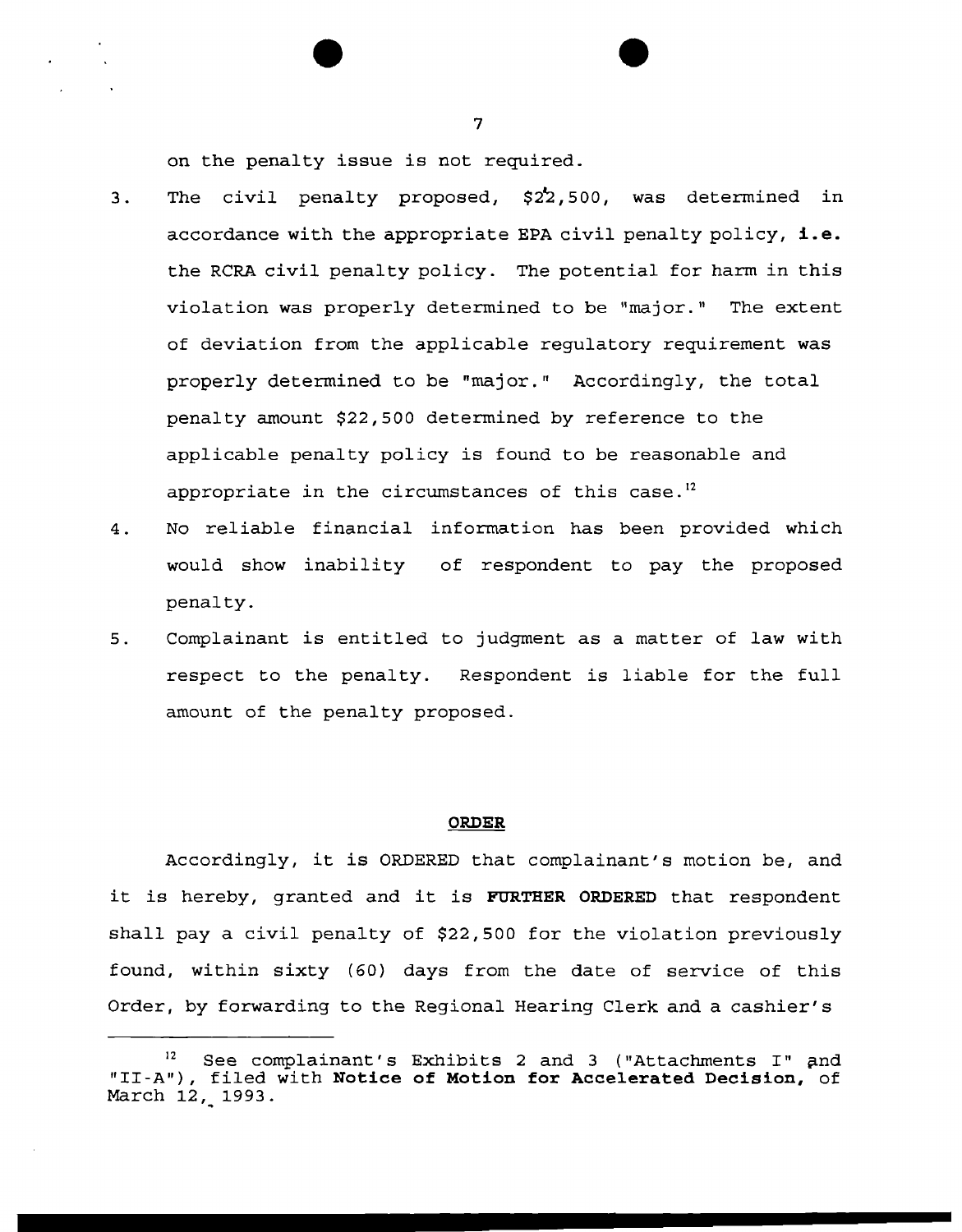on the penalty issue is not required.

3. The civil penalty proposed, $22,500, was determined in accordance with the appropriate EPA civil penalty policy, **i.e.** the RCRA civil penalty policy. The potential for harm in this violation was properly determined to be "major." The extent of deviation from the applicable regulatory requirement was properly determined to be "major." Accordingly, the total penalty amount $22,500 determined by reference to the applicable penalty policy is found to be reasonable and appropriate in the circumstances of this case.[12]

4. No reliable financial information has been provided which would show inability of respondent to pay the proposed penalty.

5. Complainant is entitled to judgment as a matter of law with respect to the penalty. Respondent is liable for the full amount of the penalty proposed.

## ORDER

Accordingly, it is ORDERED that complainant's motion be, and it is hereby, granted and it is **FURTHER ORDERED** that respondent shall pay a civil penalty of $22,500 for the violation previously found, within sixty (60) days from the date of service of this Order, by forwarding to the Regional Hearing Clerk and a cashier's

---

[12] See complainant's Exhibits 2 and 3 ("Attachments I" and "II-A"), filed with **Notice of Motion for Accelerated Decision,** of March 12, 1993.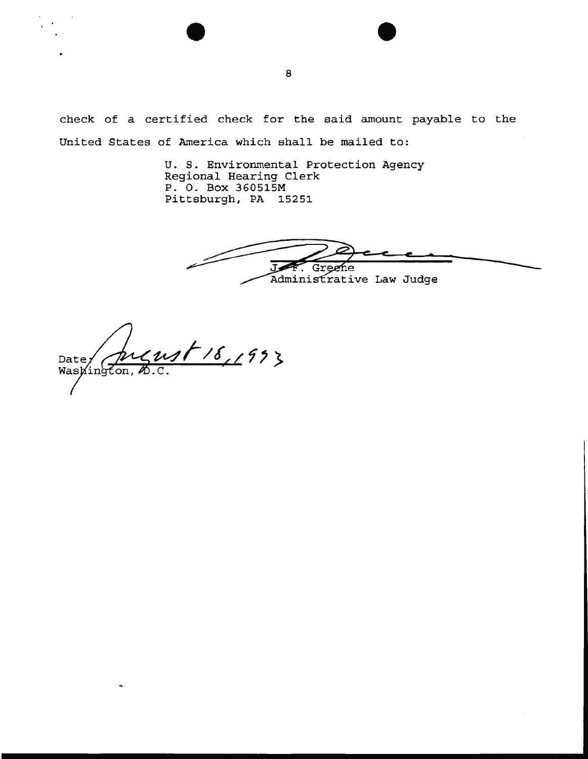check of a certified check for the said amount payable to the United States of America which shall be mailed to:

U. S. Environmental Protection Agency
Regional Hearing Clerk
P. O. Box 360515M
Pittsburgh, PA 15251

J. F. Greene
Administrative Law Judge

Date: August 18, 1993
Washington, D.C.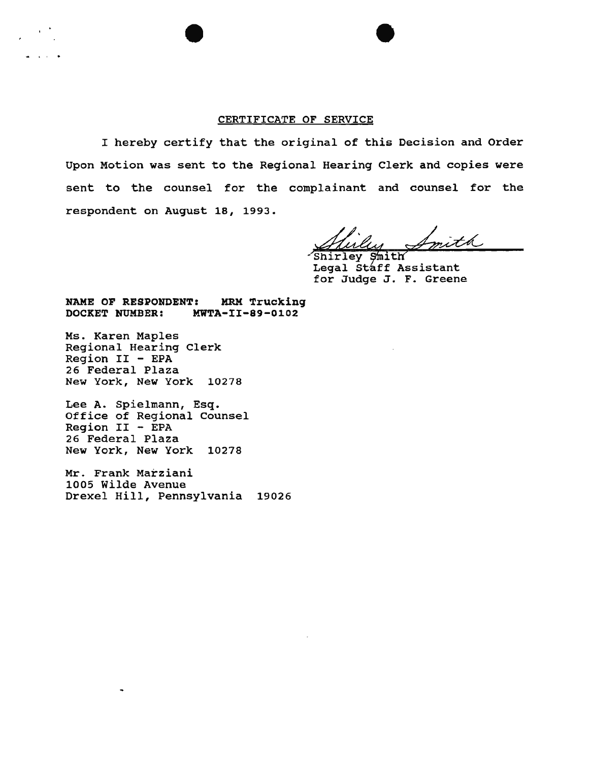CERTIFICATE OF SERVICE

I hereby certify that the original of this Decision and Order Upon Motion was sent to the Regional Hearing Clerk and copies were sent to the counsel for the complainant and counsel for the respondent on August 18, 1993.

Shirley Smith
Legal Staff Assistant
for Judge J. F. Greene

**NAME OF RESPONDENT: MRM Trucking**
**DOCKET NUMBER: MWTA-II-89-0102**

Ms. Karen Maples
Regional Hearing Clerk
Region II - EPA
26 Federal Plaza
New York, New York 10278

Lee A. Spielmann, Esq.
Office of Regional Counsel
Region II - EPA
26 Federal Plaza
New York, New York 10278

Mr. Frank Marziani
1005 Wilde Avenue
Drexel Hill, Pennsylvania 19026